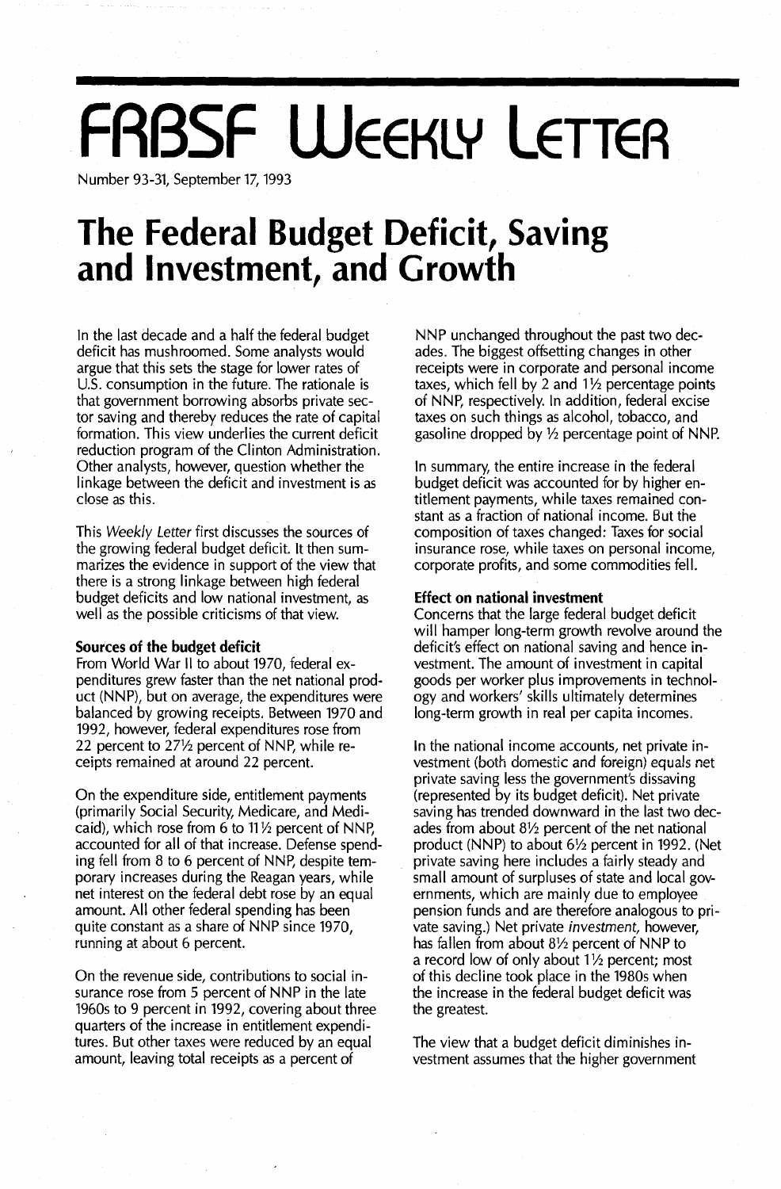# FRBSF Weekly Letter

Number 93-31, September 17, 1993

# The Federal Budget Deficit, Saving and Investment, and Growth

In the last decade and a half the federal budget deficit has mushroomed. Some analysts would argue that this sets the stage for lower rates of U.S. consumption in the future. The rationale is that government borrowing absorbs private sector saving and thereby reduces the rate of capital formation. This view underlies the current deficit reduction program of the Clinton Administration. Other analysts, however, question whether the linkage between the deficit and investment is as close as this.

This *Weekly Letter* first discusses the sources of the growing federal budget deficit. It then summarizes the evidence in support of the view that there is a strong linkage between high federal budget deficits and low national investment, as well as the possible criticisms of that view.

## Sources of the budget deficit

From World War II to about 1970, federal expenditures grew faster than the net national product (NNP), but on average, the expenditures were balanced by growing receipts. Between 1970 and 1992, however, federal expenditures rose from 22 percent to 27½ percent of NNP, while receipts remained at around 22 percent.

On the expenditure side, entitlement payments (primarily Social Security, Medicare, and Medicaid), which rose from 6 to 11½ percent of NNP, accounted for all of that increase. Defense spending fell from 8 to 6 percent of NNP, despite temporary increases during the Reagan years, while net interest on the federal debt rose by an equal amount. All other federal spending has been quite constant as a share of NNP since 1970, running at about 6 percent.

On the revenue side, contributions to social insurance rose from 5 percent of NNP in the late 1960s to 9 percent in 1992, covering about three quarters of the increase in entitlement expenditures. But other taxes were reduced by an equal amount, leaving total receipts as a percent of NNP unchanged throughout the past two decades. The biggest offsetting changes in other receipts were in corporate and personal income taxes, which fell by 2 and 1½ percentage points of NNP, respectively. In addition, federal excise taxes on such things as alcohol, tobacco, and gasoline dropped by ½ percentage point of NNP.

In summary, the entire increase in the federal budget deficit was accounted for by higher entitlement payments, while taxes remained constant as a fraction of national income. But the composition of taxes changed: Taxes for social insurance rose, while taxes on personal income, corporate profits, and some commodities fell.

## Effect on national investment

Concerns that the large federal budget deficit will hamper long-term growth revolve around the deficit's effect on national saving and hence investment. The amount of investment in capital goods per worker plus improvements in technology and workers' skills ultimately determines long-term growth in real per capita incomes.

In the national income accounts, net private investment (both domestic and foreign) equals net private saving less the government's dissaving (represented by its budget deficit). Net private saving has trended downward in the last two decades from about 8½ percent of the net national product (NNP) to about 6½ percent in 1992. (Net private saving here includes a fairly steady and small amount of surpluses of state and local governments, which are mainly due to employee pension funds and are therefore analogous to private saving.) Net private *investment*, however, has fallen from about 8½ percent of NNP to a record low of only about 1½ percent; most of this decline took place in the 1980s when the increase in the federal budget deficit was the greatest.

The view that a budget deficit diminishes investment assumes that the higher government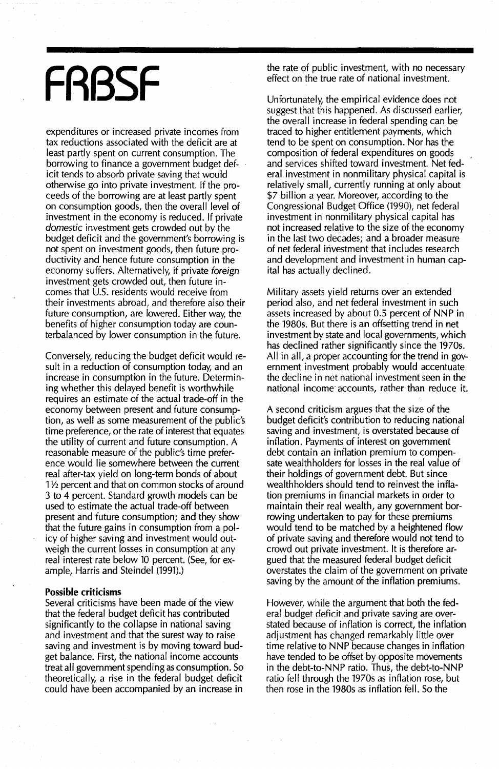expenditures or increased private incomes from tax reductions associated with the deficit are at least partly spent on current consumption. The borrowing to finance a government budget deficit tends to absorb private saving that would otherwise go into private investment. If the proceeds of the borrowing are at least partly spent on consumption goods, then the overall level of investment in the economy is reduced. If private *domestic* investment gets crowded out by the budget deficit and the government's borrowing is not spent on investment goods, then future productivity and hence future consumption in the economy suffers. Alternatively, if private *foreign* investment gets crowded out, then future incomes that U.S. residents would receive from their investments abroad, and therefore also their future consumption, are lowered. Either way, the benefits of higher consumption today are counterbalanced by lower consumption in the future.

Conversely, reducing the budget deficit would result in a reduction of consumption today, and an increase in consumption in the future. Determining whether this delayed benefit is worthwhile requires an estimate of the actual trade-off in the economy between present and future consumption, as well as some measurement of the public's time preference, or the rate of interest that equates the utility of current and future consumption. A reasonable measure of the public's time preference would lie somewhere between the current real after-tax yield on long-term bonds of about 1½ percent and that on common stocks of around 3 to 4 percent. Standard growth models can be used to estimate the actual trade-off between present and future consumption; and they show that the future gains in consumption from a policy of higher saving and investment would outweigh the current losses in consumption at any real interest rate below 10 percent. (See, for example, Harris and Steindel (1991).)

**Possible criticisms**

Several criticisms have been made of the view that the federal budget deficit has contributed significantly to the collapse in national saving and investment and that the surest way to raise saving and investment is by moving toward budget balance. First, the national income accounts treat all government spending as consumption. So theoretically, a rise in the federal budget deficit could have been accompanied by an increase in the rate of public investment, with no necessary effect on the true rate of national investment.

Unfortunately, the empirical evidence does not suggest that this happened. As discussed earlier, the overall increase in federal spending can be traced to higher entitlement payments, which tend to be spent on consumption. Nor has the composition of federal expenditures on goods and services shifted toward investment. Net federal investment in nonmilitary physical capital is relatively small, currently running at only about $7 billion a year. Moreover, according to the Congressional Budget Office (1990), net federal investment in nonmilitary physical capital has not increased relative to the size of the economy in the last two decades; and a broader measure of net federal investment that includes research and development and investment in human capital has actually declined.

Military assets yield returns over an extended period also, and net federal investment in such assets increased by about 0.5 percent of NNP in the 1980s. But there is an offsetting trend in net investment by state and local governments, which has declined rather significantly since the 1970s. All in all, a proper accounting for the trend in government investment probably would accentuate the decline in net national investment seen in the national income accounts, rather than reduce it.

A second criticism argues that the size of the budget deficit's contribution to reducing national saving and investment, is overstated because of inflation. Payments of interest on government debt contain an inflation premium to compensate wealthholders for losses in the real value of their holdings of government debt. But since wealthholders should tend to reinvest the inflation premiums in financial markets in order to maintain their real wealth, any government borrowing undertaken to pay for these premiums would tend to be matched by a heightened flow of private saving and therefore would not tend to crowd out private investment. It is therefore argued that the measured federal budget deficit overstates the claim of the government on private saving by the amount of the inflation premiums.

However, while the argument that both the federal budget deficit and private saving are overstated because of inflation is correct, the inflation adjustment has changed remarkably little over time relative to NNP because changes in inflation have tended to be offset by opposite movements in the debt-to-NNP ratio. Thus, the debt-to-NNP ratio fell through the 1970s as inflation rose, but then rose in the 1980s as inflation fell. So the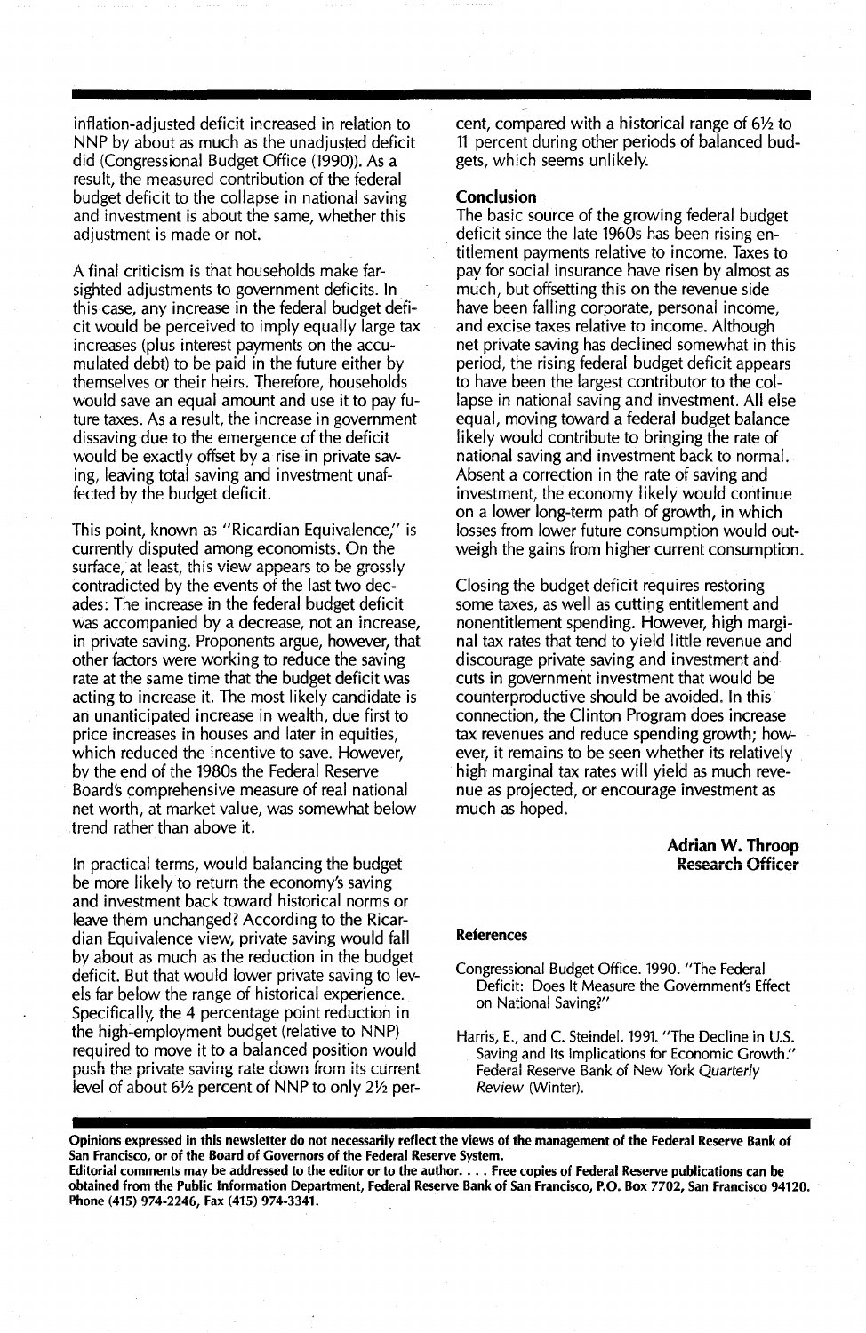inflation-adjusted deficit increased in relation to NNP by about as much as the unadjusted deficit did (Congressional Budget Office (1990)). As a result, the measured contribution of the federal budget deficit to the collapse in national saving and investment is about the same, whether this adjustment is made or not.

A final criticism is that households make far-sighted adjustments to government deficits. In this case, any increase in the federal budget deficit would be perceived to imply equally large tax increases (plus interest payments on the accumulated debt) to be paid in the future either by themselves or their heirs. Therefore, households would save an equal amount and use it to pay future taxes. As a result, the increase in government dissaving due to the emergence of the deficit would be exactly offset by a rise in private saving, leaving total saving and investment unaffected by the budget deficit.

This point, known as "Ricardian Equivalence," is currently disputed among economists. On the surface, at least, this view appears to be grossly contradicted by the events of the last two decades: The increase in the federal budget deficit was accompanied by a decrease, not an increase, in private saving. Proponents argue, however, that other factors were working to reduce the saving rate at the same time that the budget deficit was acting to increase it. The most likely candidate is an unanticipated increase in wealth, due first to price increases in houses and later in equities, which reduced the incentive to save. However, by the end of the 1980s the Federal Reserve Board's comprehensive measure of real national net worth, at market value, was somewhat below trend rather than above it.

In practical terms, would balancing the budget be more likely to return the economy's saving and investment back toward historical norms or leave them unchanged? According to the Ricardian Equivalence view, private saving would fall by about as much as the reduction in the budget deficit. But that would lower private saving to levels far below the range of historical experience. Specifically, the 4 percentage point reduction in the high-employment budget (relative to NNP) required to move it to a balanced position would push the private saving rate down from its current level of about 6½ percent of NNP to only 2½ percent, compared with a historical range of 6½ to 11 percent during other periods of balanced budgets, which seems unlikely.

## Conclusion

The basic source of the growing federal budget deficit since the late 1960s has been rising entitlement payments relative to income. Taxes to pay for social insurance have risen by almost as much, but offsetting this on the revenue side have been falling corporate, personal income, and excise taxes relative to income. Although net private saving has declined somewhat in this period, the rising federal budget deficit appears to have been the largest contributor to the collapse in national saving and investment. All else equal, moving toward a federal budget balance likely would contribute to bringing the rate of national saving and investment back to normal. Absent a correction in the rate of saving and investment, the economy likely would continue on a lower long-term path of growth, in which losses from lower future consumption would outweigh the gains from higher current consumption.

Closing the budget deficit requires restoring some taxes, as well as cutting entitlement and nonentitlement spending. However, high marginal tax rates that tend to yield little revenue and discourage private saving and investment and cuts in government investment that would be counterproductive should be avoided. In this connection, the Clinton Program does increase tax revenues and reduce spending growth; however, it remains to be seen whether its relatively high marginal tax rates will yield as much revenue as projected, or encourage investment as much as hoped.

**Adrian W. Throop**
**Research Officer**

### References

Congressional Budget Office. 1990. "The Federal Deficit: Does It Measure the Government's Effect on National Saving?"

Harris, E., and C. Steindel. 1991. "The Decline in U.S. Saving and Its Implications for Economic Growth." Federal Reserve Bank of New York *Quarterly Review* (Winter).

**Opinions expressed in this newsletter do not necessarily reflect the views of the management of the Federal Reserve Bank of San Francisco, or of the Board of Governors of the Federal Reserve System.**
**Editorial comments may be addressed to the editor or to the author. . . . Free copies of Federal Reserve publications can be obtained from the Public Information Department, Federal Reserve Bank of San Francisco, P.O. Box 7702, San Francisco 94120. Phone (415) 974-2246, Fax (415) 974-3341.**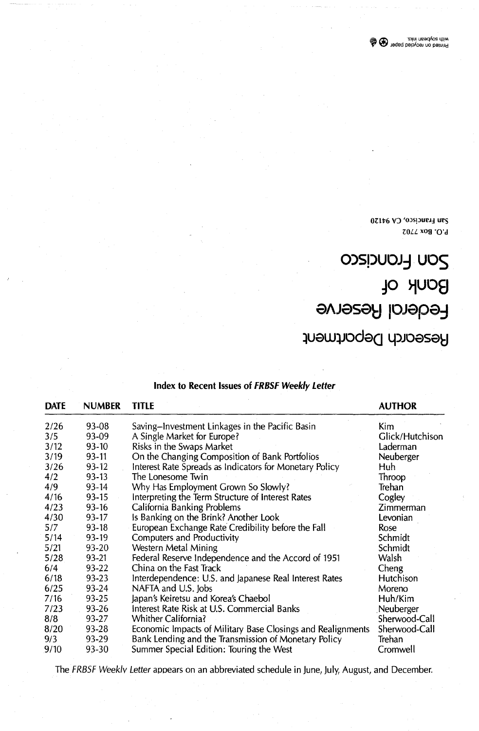Printed on recycled paper with soybean inks.

Research Department

Federal Reserve Bank of San Francisco

P.O. Box 7702
San Francisco, CA 94120

**Index to Recent Issues of *FRBSF Weekly Letter***

| DATE | NUMBER | TITLE | AUTHOR |
|---|---|---|---|
| 2/26 | 93-08 | Saving–Investment Linkages in the Pacific Basin | Kim |
| 3/5 | 93-09 | A Single Market for Europe? | Glick/Hutchison |
| 3/12 | 93-10 | Risks in the Swaps Market | Laderman |
| 3/19 | 93-11 | On the Changing Composition of Bank Portfolios | Neuberger |
| 3/26 | 93-12 | Interest Rate Spreads as Indicators for Monetary Policy | Huh |
| 4/2 | 93-13 | The Lonesome Twin | Throop |
| 4/9 | 93-14 | Why Has Employment Grown So Slowly? | Trehan |
| 4/16 | 93-15 | Interpreting the Term Structure of Interest Rates | Cogley |
| 4/23 | 93-16 | California Banking Problems | Zimmerman |
| 4/30 | 93-17 | Is Banking on the Brink? Another Look | Levonian |
| 5/7 | 93-18 | European Exchange Rate Credibility before the Fall | Rose |
| 5/14 | 93-19 | Computers and Productivity | Schmidt |
| 5/21 | 93-20 | Western Metal Mining | Schmidt |
| 5/28 | 93-21 | Federal Reserve Independence and the Accord of 1951 | Walsh |
| 6/4 | 93-22 | China on the Fast Track | Cheng |
| 6/18 | 93-23 | Interdependence: U.S. and Japanese Real Interest Rates | Hutchison |
| 6/25 | 93-24 | NAFTA and U.S. Jobs | Moreno |
| 7/16 | 93-25 | Japan's Keiretsu and Korea's Chaebol | Huh/Kim |
| 7/23 | 93-26 | Interest Rate Risk at U.S. Commercial Banks | Neuberger |
| 8/8 | 93-27 | Whither California? | Sherwood-Call |
| 8/20 | 93-28 | Economic Impacts of Military Base Closings and Realignments | Sherwood-Call |
| 9/3 | 93-29 | Bank Lending and the Transmission of Monetary Policy | Trehan |
| 9/10 | 93-30 | Summer Special Edition: Touring the West | Cromwell |

The *FRBSF Weekly Letter* appears on an abbreviated schedule in June, July, August, and December.